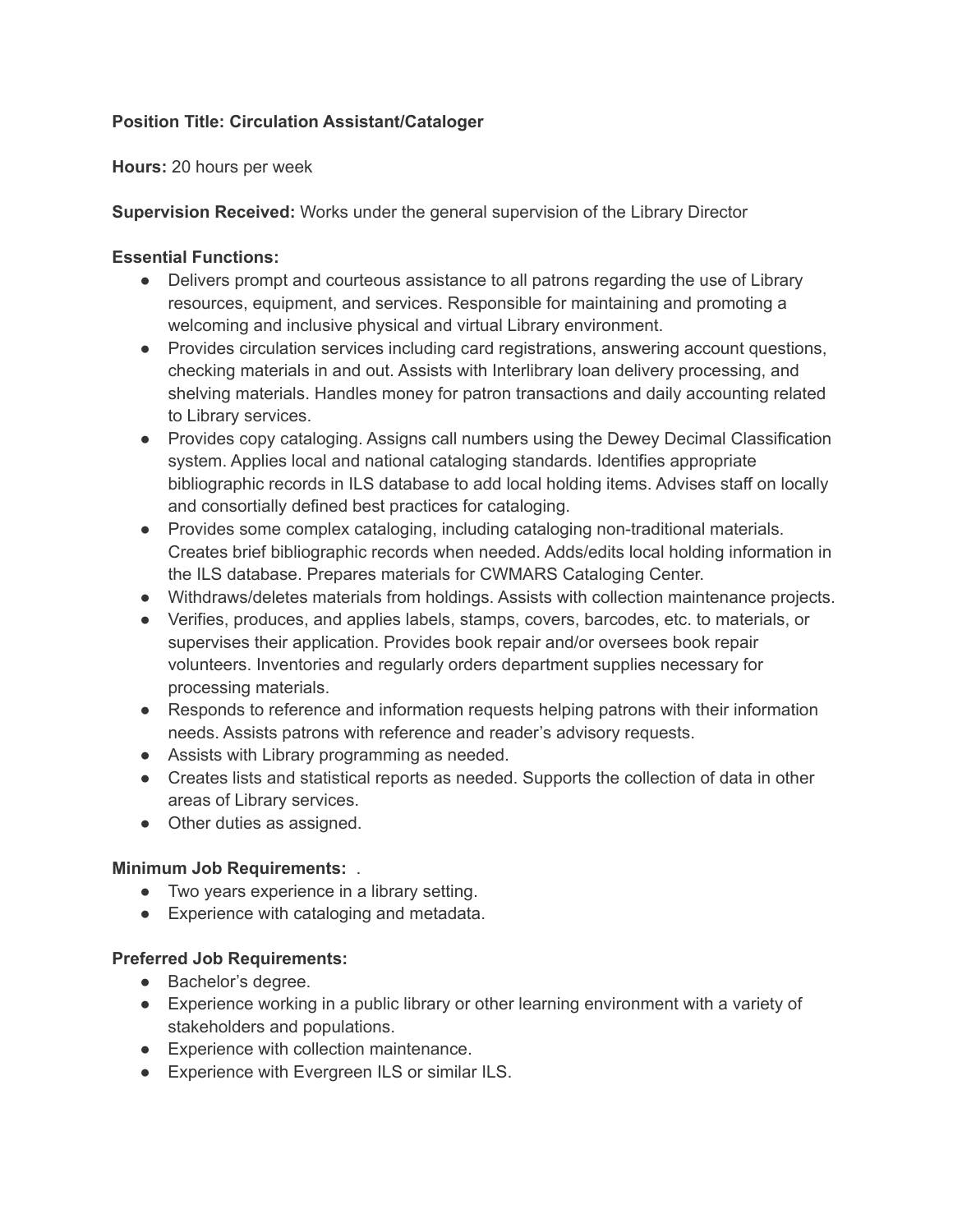**Position Title: Circulation Assistant/Cataloger**

**Hours:** 20 hours per week

**Supervision Received:** Works under the general supervision of the Library Director

**Essential Functions:**

- Delivers prompt and courteous assistance to all patrons regarding the use of Library resources, equipment, and services. Responsible for maintaining and promoting a welcoming and inclusive physical and virtual Library environment.
- Provides circulation services including card registrations, answering account questions, checking materials in and out. Assists with Interlibrary loan delivery processing, and shelving materials. Handles money for patron transactions and daily accounting related to Library services.
- Provides copy cataloging. Assigns call numbers using the Dewey Decimal Classification system. Applies local and national cataloging standards. Identifies appropriate bibliographic records in ILS database to add local holding items. Advises staff on locally and consortially defined best practices for cataloging.
- Provides some complex cataloging, including cataloging non-traditional materials. Creates brief bibliographic records when needed. Adds/edits local holding information in the ILS database. Prepares materials for CWMARS Cataloging Center.
- Withdraws/deletes materials from holdings. Assists with collection maintenance projects.
- Verifies, produces, and applies labels, stamps, covers, barcodes, etc. to materials, or supervises their application. Provides book repair and/or oversees book repair volunteers. Inventories and regularly orders department supplies necessary for processing materials.
- Responds to reference and information requests helping patrons with their information needs. Assists patrons with reference and reader's advisory requests.
- Assists with Library programming as needed.
- Creates lists and statistical reports as needed. Supports the collection of data in other areas of Library services.
- Other duties as assigned.

**Minimum Job Requirements:** .

- Two years experience in a library setting.
- Experience with cataloging and metadata.

**Preferred Job Requirements:**

- Bachelor's degree.
- Experience working in a public library or other learning environment with a variety of stakeholders and populations.
- Experience with collection maintenance.
- Experience with Evergreen ILS or similar ILS.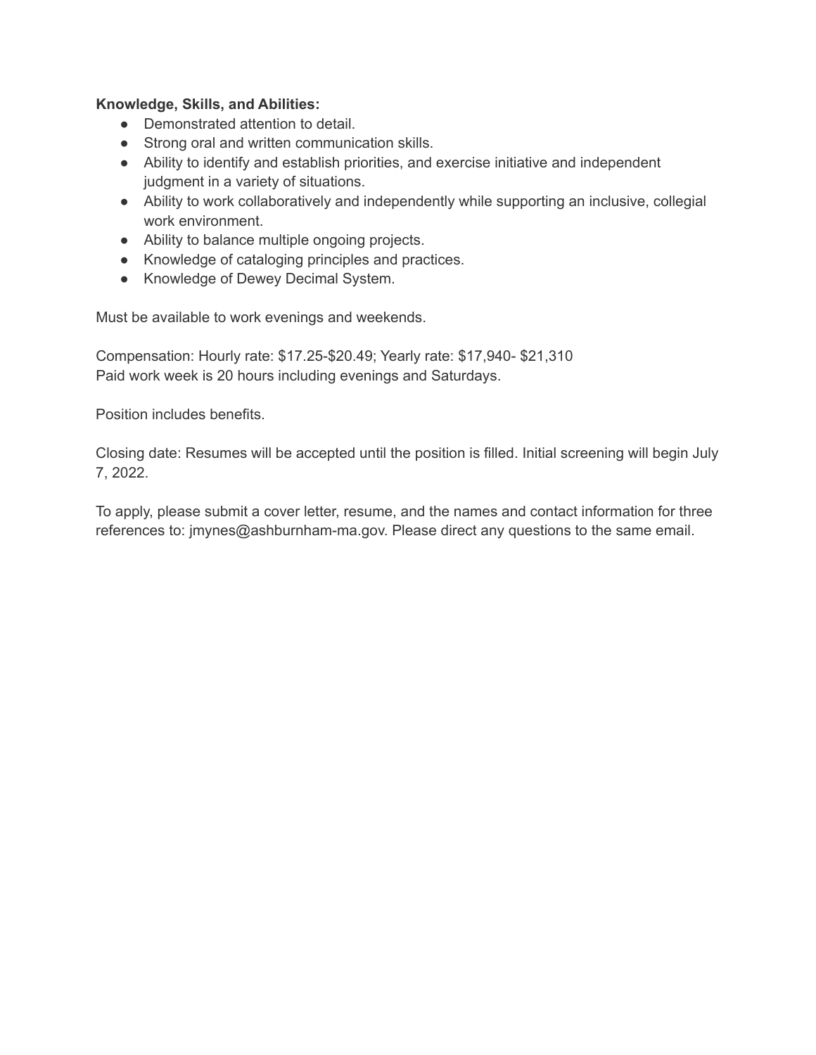**Knowledge, Skills, and Abilities:**

- Demonstrated attention to detail.
- Strong oral and written communication skills.
- Ability to identify and establish priorities, and exercise initiative and independent judgment in a variety of situations.
- Ability to work collaboratively and independently while supporting an inclusive, collegial work environment.
- Ability to balance multiple ongoing projects.
- Knowledge of cataloging principles and practices.
- Knowledge of Dewey Decimal System.

Must be available to work evenings and weekends.

Compensation: Hourly rate: $17.25-$20.49; Yearly rate: $17,940- $21,310
Paid work week is 20 hours including evenings and Saturdays.

Position includes benefits.

Closing date: Resumes will be accepted until the position is filled. Initial screening will begin July 7, 2022.

To apply, please submit a cover letter, resume, and the names and contact information for three references to: jmynes@ashburnham-ma.gov. Please direct any questions to the same email.